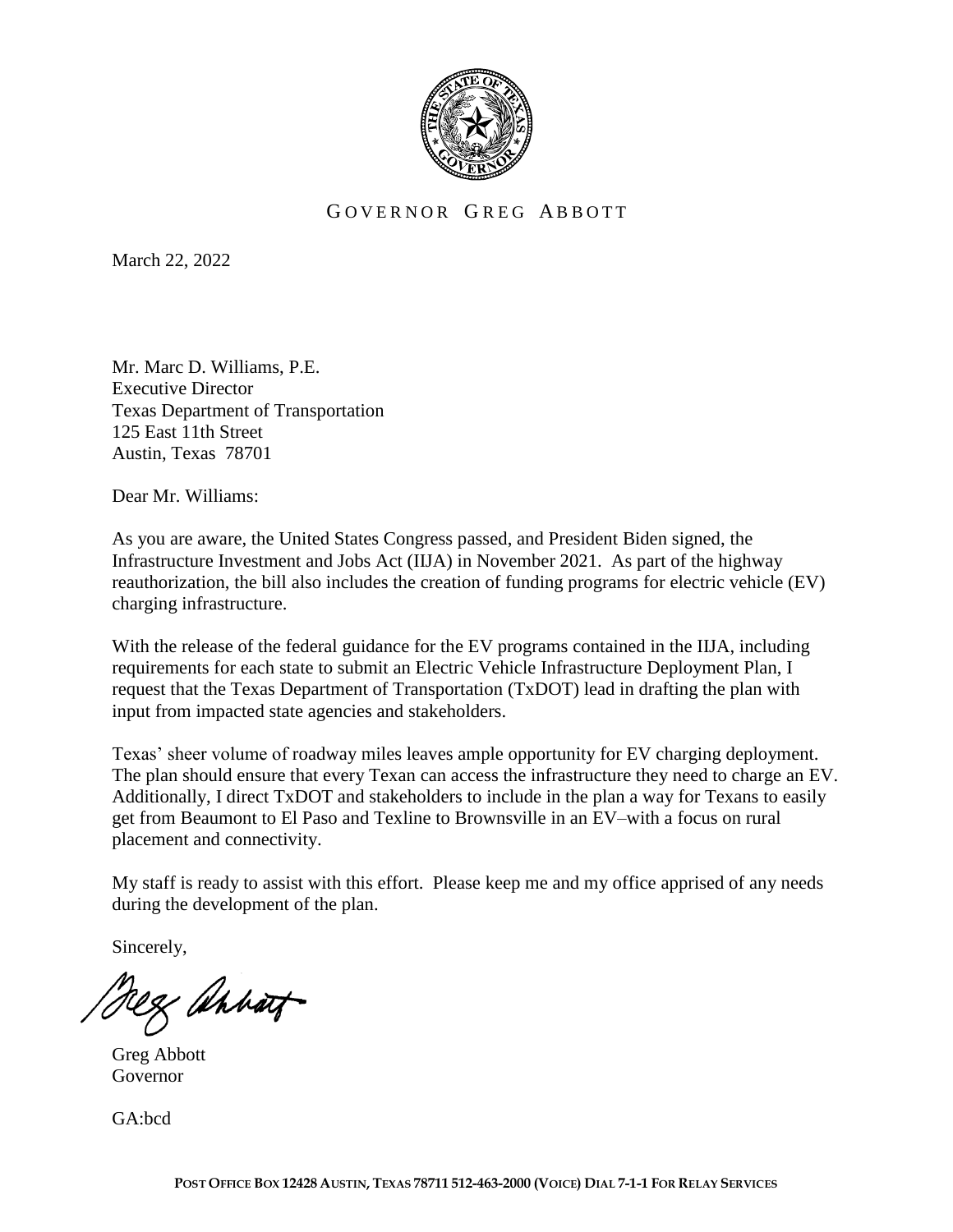GOVERNOR GREG ABBOTT

March 22, 2022

Mr. Marc D. Williams, P.E.
Executive Director
Texas Department of Transportation
125 East 11th Street
Austin, Texas 78701

Dear Mr. Williams:

As you are aware, the United States Congress passed, and President Biden signed, the Infrastructure Investment and Jobs Act (IIJA) in November 2021. As part of the highway reauthorization, the bill also includes the creation of funding programs for electric vehicle (EV) charging infrastructure.

With the release of the federal guidance for the EV programs contained in the IIJA, including requirements for each state to submit an Electric Vehicle Infrastructure Deployment Plan, I request that the Texas Department of Transportation (TxDOT) lead in drafting the plan with input from impacted state agencies and stakeholders.

Texas' sheer volume of roadway miles leaves ample opportunity for EV charging deployment. The plan should ensure that every Texan can access the infrastructure they need to charge an EV. Additionally, I direct TxDOT and stakeholders to include in the plan a way for Texans to easily get from Beaumont to El Paso and Texline to Brownsville in an EV–with a focus on rural placement and connectivity.

My staff is ready to assist with this effort. Please keep me and my office apprised of any needs during the development of the plan.

Sincerely,

Greg Abbott
Governor

GA:bcd

POST OFFICE BOX 12428 AUSTIN, TEXAS 78711 512-463-2000 (VOICE) DIAL 7-1-1 FOR RELAY SERVICES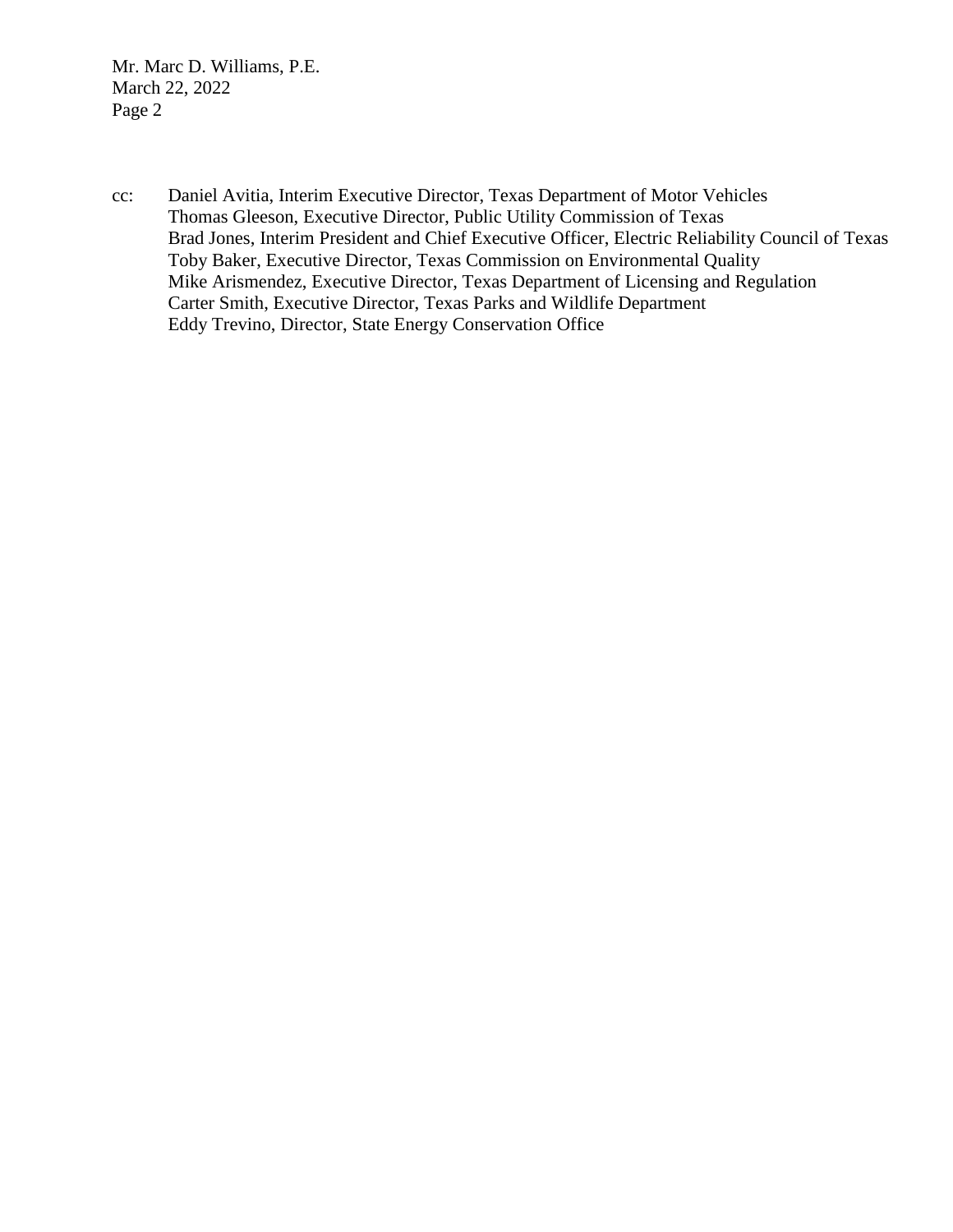cc: Daniel Avitia, Interim Executive Director, Texas Department of Motor Vehicles
Thomas Gleeson, Executive Director, Public Utility Commission of Texas
Brad Jones, Interim President and Chief Executive Officer, Electric Reliability Council of Texas
Toby Baker, Executive Director, Texas Commission on Environmental Quality
Mike Arismendez, Executive Director, Texas Department of Licensing and Regulation
Carter Smith, Executive Director, Texas Parks and Wildlife Department
Eddy Trevino, Director, State Energy Conservation Office